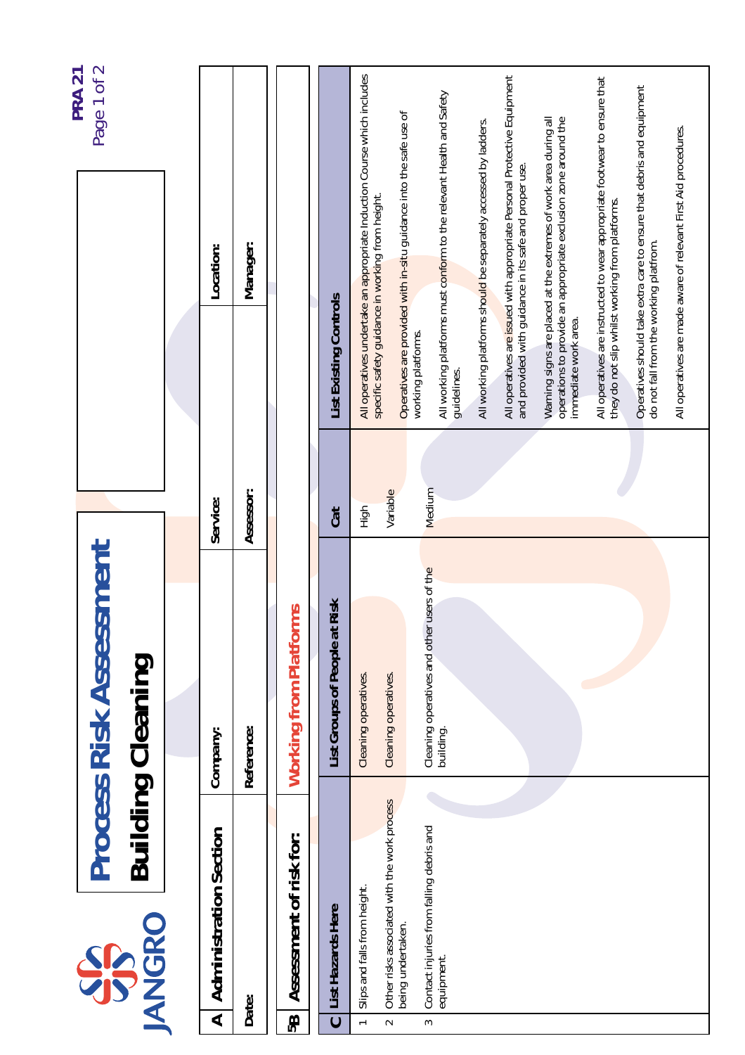JANGRO

# Process Risk Assessment

## Building Cleaning

| A | Administration Section | Company: | | Service: | | Location: | |
|---|---|---|---|---|---|---|---|
| | Date: | Reference: | | Assessor: | | Manager: | |

| 5B | Assessment of risk for: | Working from Platforms |
|---|---|---|

| C | List Hazards Here | List Groups of People at Risk | Cat | List Existing Controls |
|---|---|---|---|---|
| 1 | Slips and falls from height. | Cleaning operatives. | High | All operatives undertake an appropriate Induction Course which includes specific safety guidance in working from height. |
| 2 | Other risks associated with the work process being undertaken. | Cleaning operatives. | Variable | Operatives are provided with in-situ guidance into the safe use of working platforms. |
| 3 | Contact injuries from falling debris and equipment. | Cleaning operatives and other users of the building. | Medium | All working platforms must conform to the relevant Health and Safety guidelines. |
| | | | | All working platforms should be separately accessed by ladders. |
| | | | | All operatives are issued with appropriate Personal Protective Equipment and provided with guidance in its safe and proper use. |
| | | | | Warning signs are placed at the extremes of work area during all operations to provide an appropriate exclusion zone around the immediate work area. |
| | | | | All operatives are instructed to wear appropriate footwear to ensure that they do not slip whilst working from platforms. |
| | | | | Operatives should take extra care to ensure that debris and equipment do not fall from the working platfrom. |
| | | | | All operatives are made aware of relevant First Aid procedures. |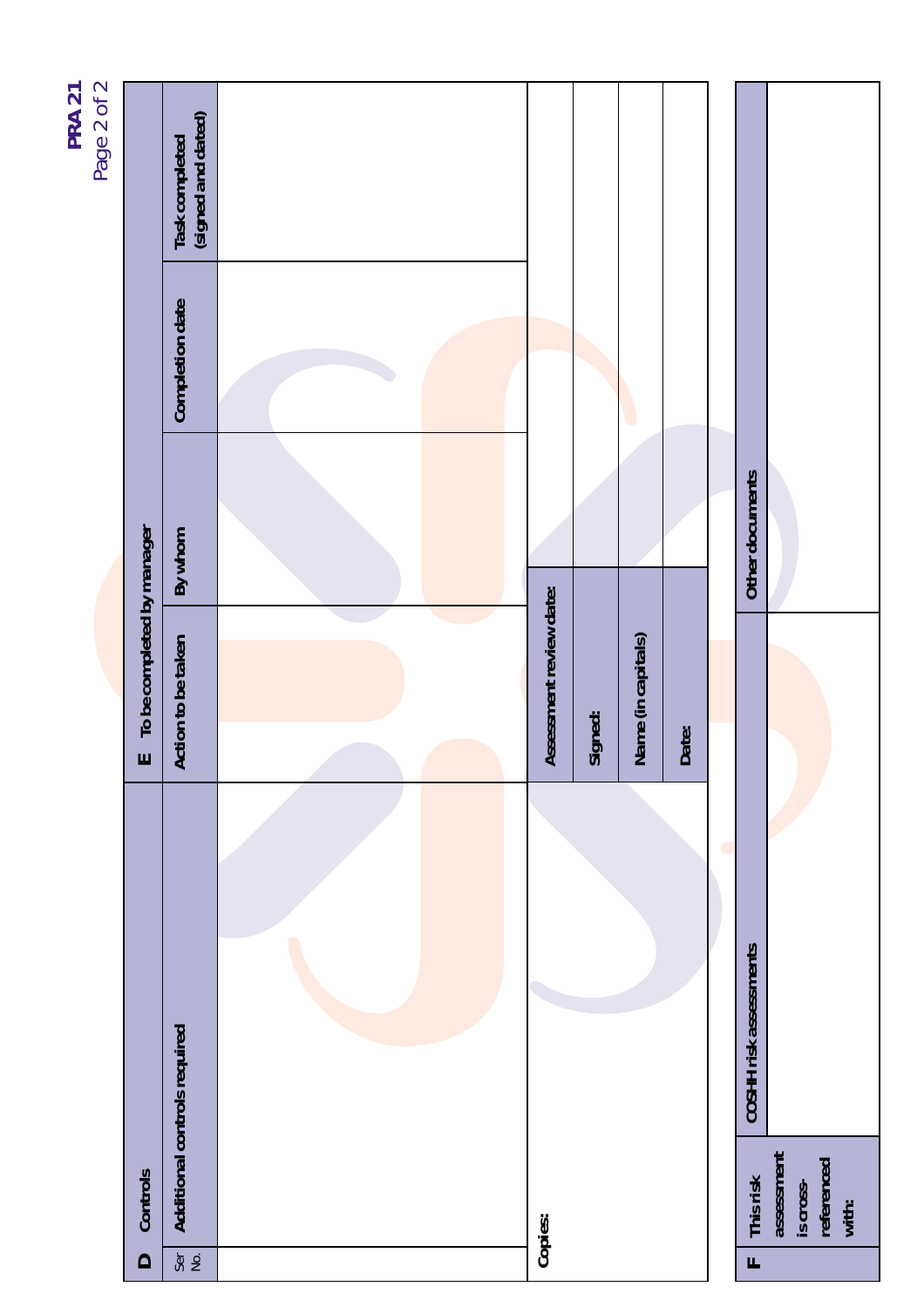| D | Controls | E | To be completed by manager | | |
|---|---|---|---|---|---|
| Ser No. | Additional controls required | Action to be taken | By whom | Completion date | Task completed (signed and dated) |
| | | | | | |

| Copies: | | |
|---|---|---|
| | Assessment review date: | |
| | Signed: | |
| | Name (in capitals) | |
| | Date: | |

| F | This risk assessment is cross-referenced with: | COSHH risk assessments | Other documents |
|---|---|---|---|
| | | | |